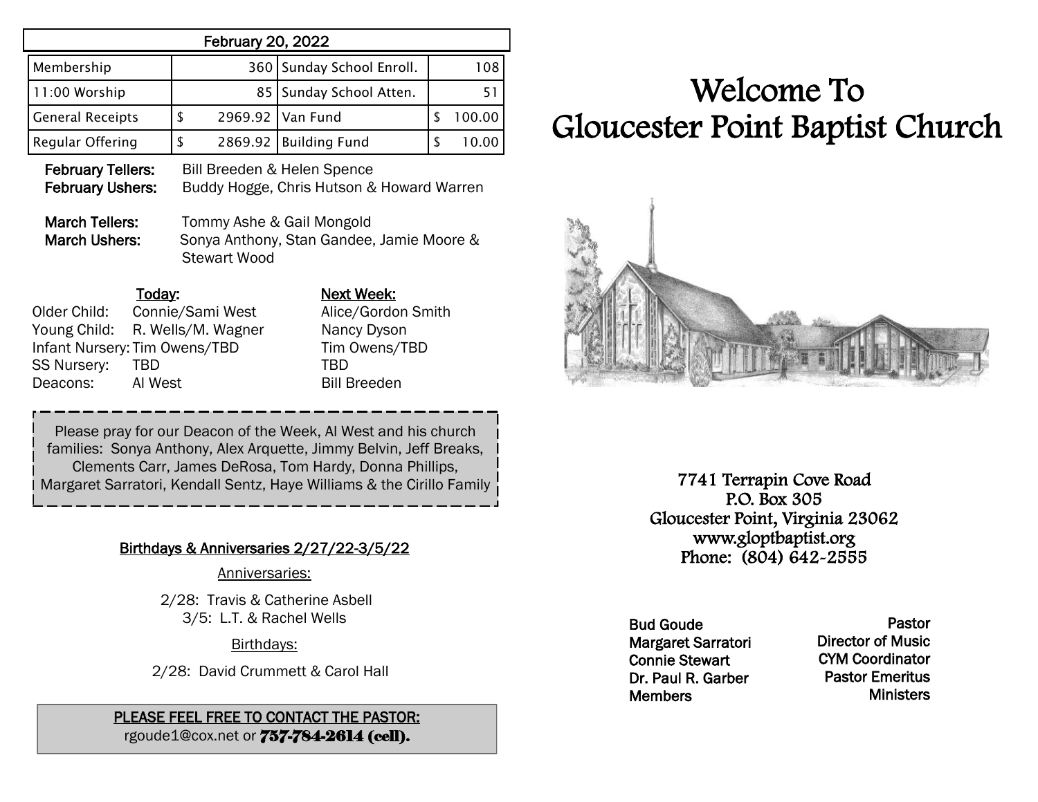| February 20, 2022 | | | |
|---|---|---|---|
| Membership | 360 | Sunday School Enroll. | 108 |
| 11:00 Worship | 85 | Sunday School Atten. | 51 |
| General Receipts | $ 2969.92 | Van Fund | $ 100.00 |
| Regular Offering | $ 2869.92 | Building Fund | $ 10.00 |

**February Tellers:** Bill Breeden & Helen Spence
**February Ushers:** Buddy Hogge, Chris Hutson & Howard Warren

**March Tellers:** Tommy Ashe & Gail Mongold
**March Ushers:** Sonya Anthony, Stan Gandee, Jamie Moore & Stewart Wood

| | Today: | Next Week: |
|---|---|---|
| Older Child: | Connie/Sami West | Alice/Gordon Smith |
| Young Child: | R. Wells/M. Wagner | Nancy Dyson |
| Infant Nursery: | Tim Owens/TBD | Tim Owens/TBD |
| SS Nursery: | TBD | TBD |
| Deacons: | Al West | Bill Breeden |

Please pray for our Deacon of the Week, Al West and his church families: Sonya Anthony, Alex Arquette, Jimmy Belvin, Jeff Breaks, Clements Carr, James DeRosa, Tom Hardy, Donna Phillips, Margaret Sarratori, Kendall Sentz, Haye Williams & the Cirillo Family

## Birthdays & Anniversaries 2/27/22-3/5/22

Anniversaries:

2/28: Travis & Catherine Asbell
3/5: L.T. & Rachel Wells

Birthdays:

2/28: David Crummett & Carol Hall

**PLEASE FEEL FREE TO CONTACT THE PASTOR:**
rgoude1@cox.net or **757-784-2614 (cell).**

# Welcome To Gloucester Point Baptist Church

7741 Terrapin Cove Road
P.O. Box 305
Gloucester Point, Virginia 23062
www.gloptbaptist.org
Phone: (804) 642-2555

| | |
|---|---|
| Bud Goude | Pastor |
| Margaret Sarratori | Director of Music |
| Connie Stewart | CYM Coordinator |
| Dr. Paul R. Garber | Pastor Emeritus |
| Members | Ministers |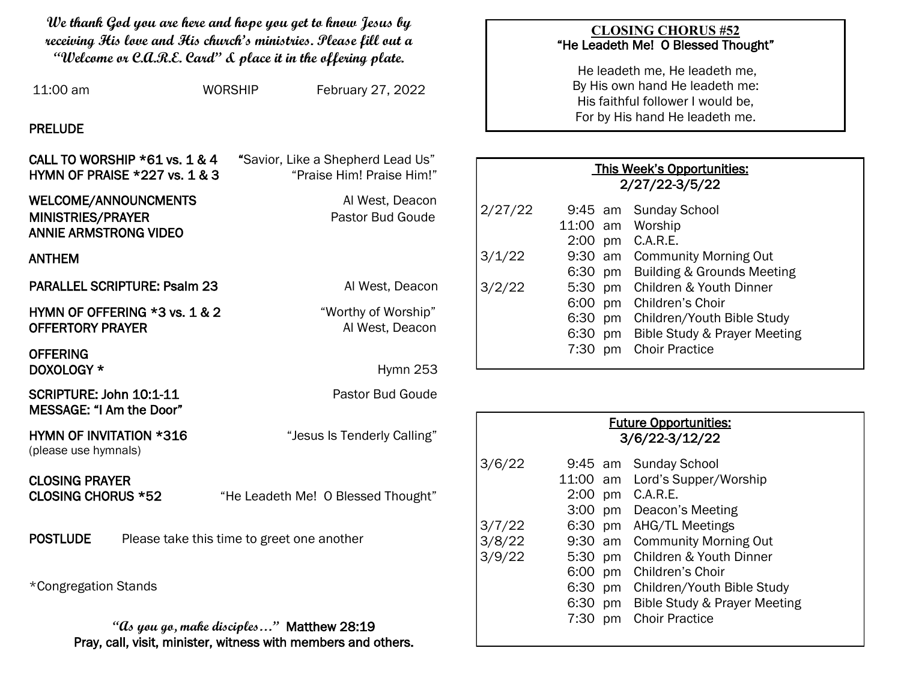***We thank God you are here and hope you get to know Jesus by receiving His love and His church's ministries. Please fill out a "Welcome or C.A.R.E. Card" & place it in the offering plate.***

11:00 am WORSHIP February 27, 2022

**PRELUDE**

**CALL TO WORSHIP *61 vs. 1 & 4** "Savior, Like a Shepherd Lead Us"
**HYMN OF PRAISE *227 vs. 1 & 3** "Praise Him! Praise Him!"

**WELCOME/ANNOUNCMENTS** Al West, Deacon
**MINISTRIES/PRAYER** Pastor Bud Goude
**ANNIE ARMSTRONG VIDEO**

**ANTHEM**

**PARALLEL SCRIPTURE: Psalm 23** Al West, Deacon

**HYMN OF OFFERING *3 vs. 1 & 2** "Worthy of Worship"
**OFFERTORY PRAYER** Al West, Deacon

**OFFERING**
**DOXOLOGY *** Hymn 253

**SCRIPTURE: John 10:1-11** Pastor Bud Goude
**MESSAGE: "I Am the Door"**

**HYMN OF INVITATION *316** "Jesus Is Tenderly Calling"
(please use hymnals)

**CLOSING PRAYER**
**CLOSING CHORUS *52** "He Leadeth Me! O Blessed Thought"

**POSTLUDE** Please take this time to greet one another

*Congregation Stands

***"As you go, make disciples…"*** **Matthew 28:19**
**Pray, call, visit, minister, witness with members and others.**

**CLOSING CHORUS #52**
"He Leadeth Me! O Blessed Thought"

He leadeth me, He leadeth me,
By His own hand He leadeth me:
His faithful follower I would be,
For by His hand He leadeth me.

**This Week's Opportunities:**
**2/27/22-3/5/22**

| | | |
|---|---|---|
| 2/27/22 | 9:45 am | Sunday School |
| | 11:00 am | Worship |
| | 2:00 pm | C.A.R.E. |
| 3/1/22 | 9:30 am | Community Morning Out |
| | 6:30 pm | Building & Grounds Meeting |
| 3/2/22 | 5:30 pm | Children & Youth Dinner |
| | 6:00 pm | Children's Choir |
| | 6:30 pm | Children/Youth Bible Study |
| | 6:30 pm | Bible Study & Prayer Meeting |
| | 7:30 pm | Choir Practice |

**Future Opportunities:**
**3/6/22-3/12/22**

| | | |
|---|---|---|
| 3/6/22 | 9:45 am | Sunday School |
| | 11:00 am | Lord's Supper/Worship |
| | 2:00 pm | C.A.R.E. |
| | 3:00 pm | Deacon's Meeting |
| 3/7/22 | 6:30 pm | AHG/TL Meetings |
| 3/8/22 | 9:30 am | Community Morning Out |
| 3/9/22 | 5:30 pm | Children & Youth Dinner |
| | 6:00 pm | Children's Choir |
| | 6:30 pm | Children/Youth Bible Study |
| | 6:30 pm | Bible Study & Prayer Meeting |
| | 7:30 pm | Choir Practice |